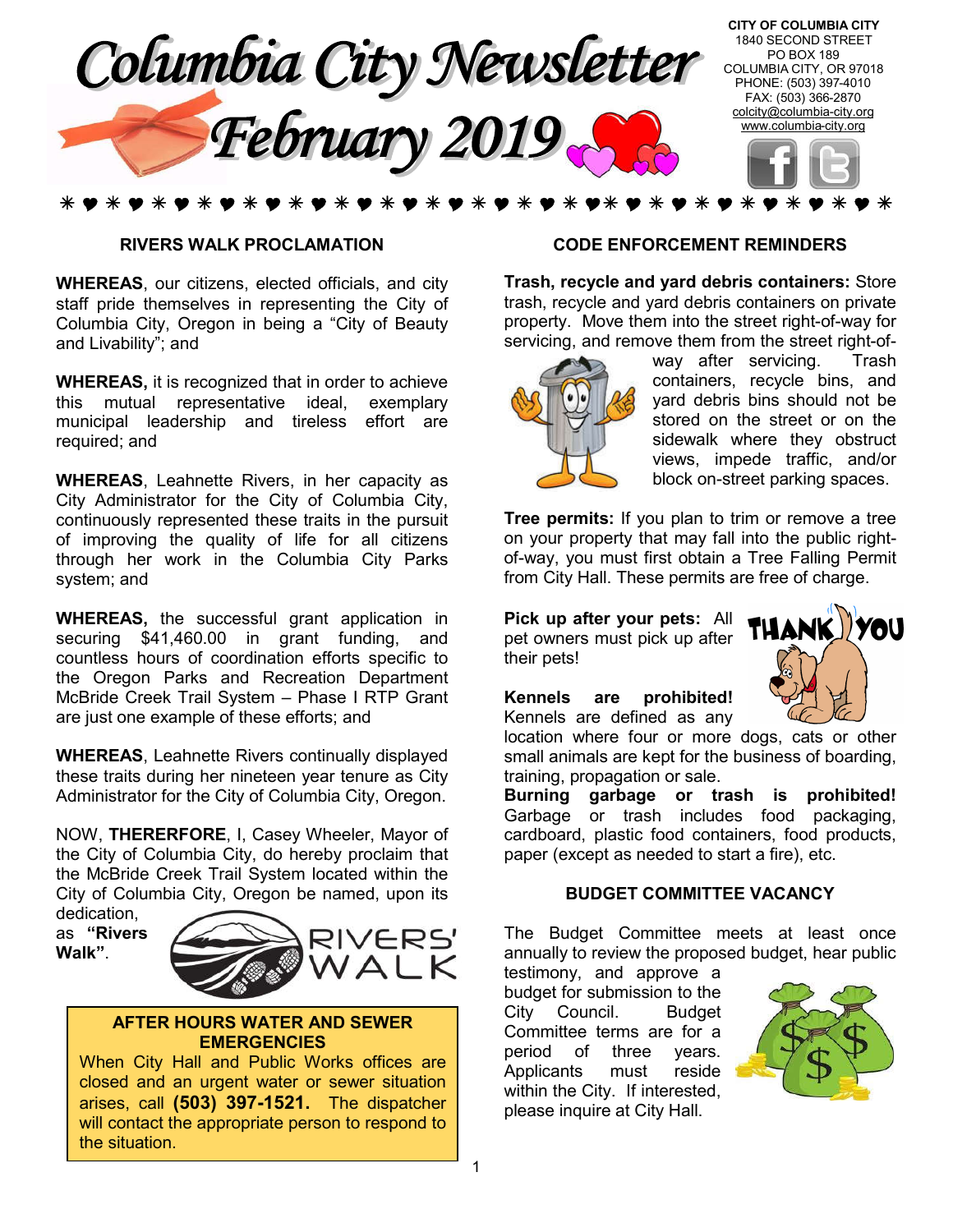# Columbia City Newsletter
# February 2019

**CITY OF COLUMBIA CITY**
1840 SECOND STREET
PO BOX 189
COLUMBIA CITY, OR 97018
PHONE: (503) 397-4010
FAX: (503) 366-2870
colcity@columbia-city.org
www.columbia-city.org

## RIVERS WALK PROCLAMATION

**WHEREAS**, our citizens, elected officials, and city staff pride themselves in representing the City of Columbia City, Oregon in being a "City of Beauty and Livability"; and

**WHEREAS,** it is recognized that in order to achieve this mutual representative ideal, exemplary municipal leadership and tireless effort are required; and

**WHEREAS**, Leahnette Rivers, in her capacity as City Administrator for the City of Columbia City, continuously represented these traits in the pursuit of improving the quality of life for all citizens through her work in the Columbia City Parks system; and

**WHEREAS,** the successful grant application in securing $41,460.00 in grant funding, and countless hours of coordination efforts specific to the Oregon Parks and Recreation Department McBride Creek Trail System – Phase I RTP Grant are just one example of these efforts; and

**WHEREAS**, Leahnette Rivers continually displayed these traits during her nineteen year tenure as City Administrator for the City of Columbia City, Oregon.

NOW, **THERERFORE**, I, Casey Wheeler, Mayor of the City of Columbia City, do hereby proclaim that the McBride Creek Trail System located within the City of Columbia City, Oregon be named, upon its dedication, as **"Rivers Walk"**.

RIVERS' WALK

**AFTER HOURS WATER AND SEWER EMERGENCIES**

When City Hall and Public Works offices are closed and an urgent water or sewer situation arises, call **(503) 397-1521.** The dispatcher will contact the appropriate person to respond to the situation.

## CODE ENFORCEMENT REMINDERS

**Trash, recycle and yard debris containers:** Store trash, recycle and yard debris containers on private property. Move them into the street right-of-way for servicing, and remove them from the street right-of-way after servicing. Trash containers, recycle bins, and yard debris bins should not be stored on the street or on the sidewalk where they obstruct views, impede traffic, and/or block on-street parking spaces.

**Tree permits:** If you plan to trim or remove a tree on your property that may fall into the public right-of-way, you must first obtain a Tree Falling Permit from City Hall. These permits are free of charge.

**Pick up after your pets:** All pet owners must pick up after their pets!

**Kennels are prohibited!** Kennels are defined as any location where four or more dogs, cats or other small animals are kept for the business of boarding, training, propagation or sale.

**Burning garbage or trash is prohibited!** Garbage or trash includes food packaging, cardboard, plastic food containers, food products, paper (except as needed to start a fire), etc.

## BUDGET COMMITTEE VACANCY

The Budget Committee meets at least once annually to review the proposed budget, hear public testimony, and approve a budget for submission to the City Council. Budget Committee terms are for a period of three years. Applicants must reside within the City. If interested, please inquire at City Hall.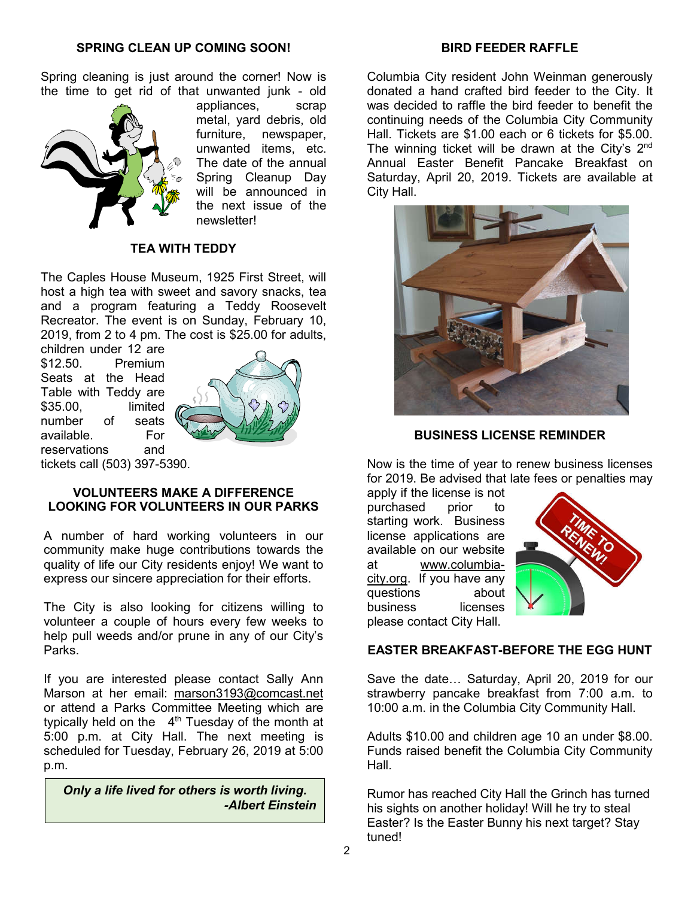## SPRING CLEAN UP COMING SOON!

Spring cleaning is just around the corner! Now is the time to get rid of that unwanted junk - old appliances, scrap metal, yard debris, old furniture, newspaper, unwanted items, etc. The date of the annual Spring Cleanup Day will be announced in the next issue of the newsletter!

## TEA WITH TEDDY

The Caples House Museum, 1925 First Street, will host a high tea with sweet and savory snacks, tea and a program featuring a Teddy Roosevelt Recreator. The event is on Sunday, February 10, 2019, from 2 to 4 pm. The cost is $25.00 for adults, children under 12 are $12.50. Premium Seats at the Head Table with Teddy are $35.00, limited number of seats available. For reservations and tickets call (503) 397-5390.

## VOLUNTEERS MAKE A DIFFERENCE LOOKING FOR VOLUNTEERS IN OUR PARKS

A number of hard working volunteers in our community make huge contributions towards the quality of life our City residents enjoy! We want to express our sincere appreciation for their efforts.

The City is also looking for citizens willing to volunteer a couple of hours every few weeks to help pull weeds and/or prune in any of our City's Parks.

If you are interested please contact Sally Ann Marson at her email: marson3193@comcast.net or attend a Parks Committee Meeting which are typically held on the 4th Tuesday of the month at 5:00 p.m. at City Hall. The next meeting is scheduled for Tuesday, February 26, 2019 at 5:00 p.m.

> ***Only a life lived for others is worth living.***
> ***-Albert Einstein***

## BIRD FEEDER RAFFLE

Columbia City resident John Weinman generously donated a hand crafted bird feeder to the City. It was decided to raffle the bird feeder to benefit the continuing needs of the Columbia City Community Hall. Tickets are $1.00 each or 6 tickets for $5.00. The winning ticket will be drawn at the City's 2nd Annual Easter Benefit Pancake Breakfast on Saturday, April 20, 2019. Tickets are available at City Hall.

## BUSINESS LICENSE REMINDER

Now is the time of year to renew business licenses for 2019. Be advised that late fees or penalties may apply if the license is not purchased prior to starting work. Business license applications are available on our website at www.columbia-city.org. If you have any questions about business licenses please contact City Hall.

## EASTER BREAKFAST-BEFORE THE EGG HUNT

Save the date… Saturday, April 20, 2019 for our strawberry pancake breakfast from 7:00 a.m. to 10:00 a.m. in the Columbia City Community Hall.

Adults $10.00 and children age 10 an under $8.00. Funds raised benefit the Columbia City Community Hall.

Rumor has reached City Hall the Grinch has turned his sights on another holiday! Will he try to steal Easter? Is the Easter Bunny his next target? Stay tuned!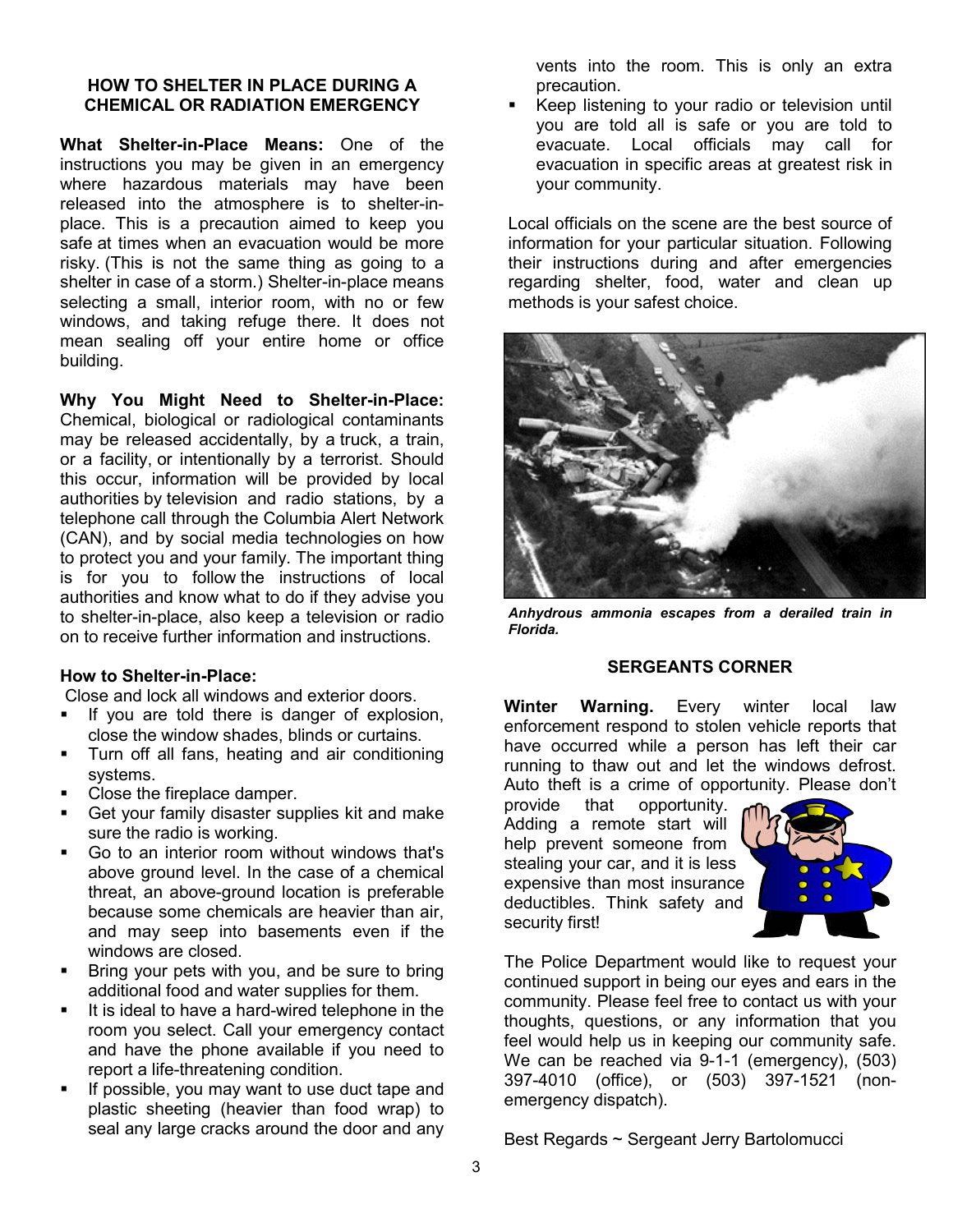### HOW TO SHELTER IN PLACE DURING A CHEMICAL OR RADIATION EMERGENCY

**What Shelter-in-Place Means:** One of the instructions you may be given in an emergency where hazardous materials may have been released into the atmosphere is to shelter-in-place. This is a precaution aimed to keep you safe at times when an evacuation would be more risky. (This is not the same thing as going to a shelter in case of a storm.) Shelter-in-place means selecting a small, interior room, with no or few windows, and taking refuge there. It does not mean sealing off your entire home or office building.

**Why You Might Need to Shelter-in-Place:** Chemical, biological or radiological contaminants may be released accidentally, by a truck, a train, or a facility, or intentionally by a terrorist. Should this occur, information will be provided by local authorities by television and radio stations, by a telephone call through the Columbia Alert Network (CAN), and by social media technologies on how to protect you and your family. The important thing is for you to follow the instructions of local authorities and know what to do if they advise you to shelter-in-place, also keep a television or radio on to receive further information and instructions.

**How to Shelter-in-Place:**

Close and lock all windows and exterior doors.

- If you are told there is danger of explosion, close the window shades, blinds or curtains.
- Turn off all fans, heating and air conditioning systems.
- Close the fireplace damper.
- Get your family disaster supplies kit and make sure the radio is working.
- Go to an interior room without windows that's above ground level. In the case of a chemical threat, an above-ground location is preferable because some chemicals are heavier than air, and may seep into basements even if the windows are closed.
- Bring your pets with you, and be sure to bring additional food and water supplies for them.
- It is ideal to have a hard-wired telephone in the room you select. Call your emergency contact and have the phone available if you need to report a life-threatening condition.
- If possible, you may want to use duct tape and plastic sheeting (heavier than food wrap) to seal any large cracks around the door and any vents into the room. This is only an extra precaution.
- Keep listening to your radio or television until you are told all is safe or you are told to evacuate. Local officials may call for evacuation in specific areas at greatest risk in your community.

Local officials on the scene are the best source of information for your particular situation. Following their instructions during and after emergencies regarding shelter, food, water and clean up methods is your safest choice.

***Anhydrous ammonia escapes from a derailed train in Florida.***

### SERGEANTS CORNER

**Winter Warning.** Every winter local law enforcement respond to stolen vehicle reports that have occurred while a person has left their car running to thaw out and let the windows defrost. Auto theft is a crime of opportunity. Please don't provide that opportunity. Adding a remote start will help prevent someone from stealing your car, and it is less expensive than most insurance deductibles. Think safety and security first!

The Police Department would like to request your continued support in being our eyes and ears in the community. Please feel free to contact us with your thoughts, questions, or any information that you feel would help us in keeping our community safe. We can be reached via 9-1-1 (emergency), (503) 397-4010 (office), or (503) 397-1521 (non-emergency dispatch).

Best Regards ~ Sergeant Jerry Bartolomucci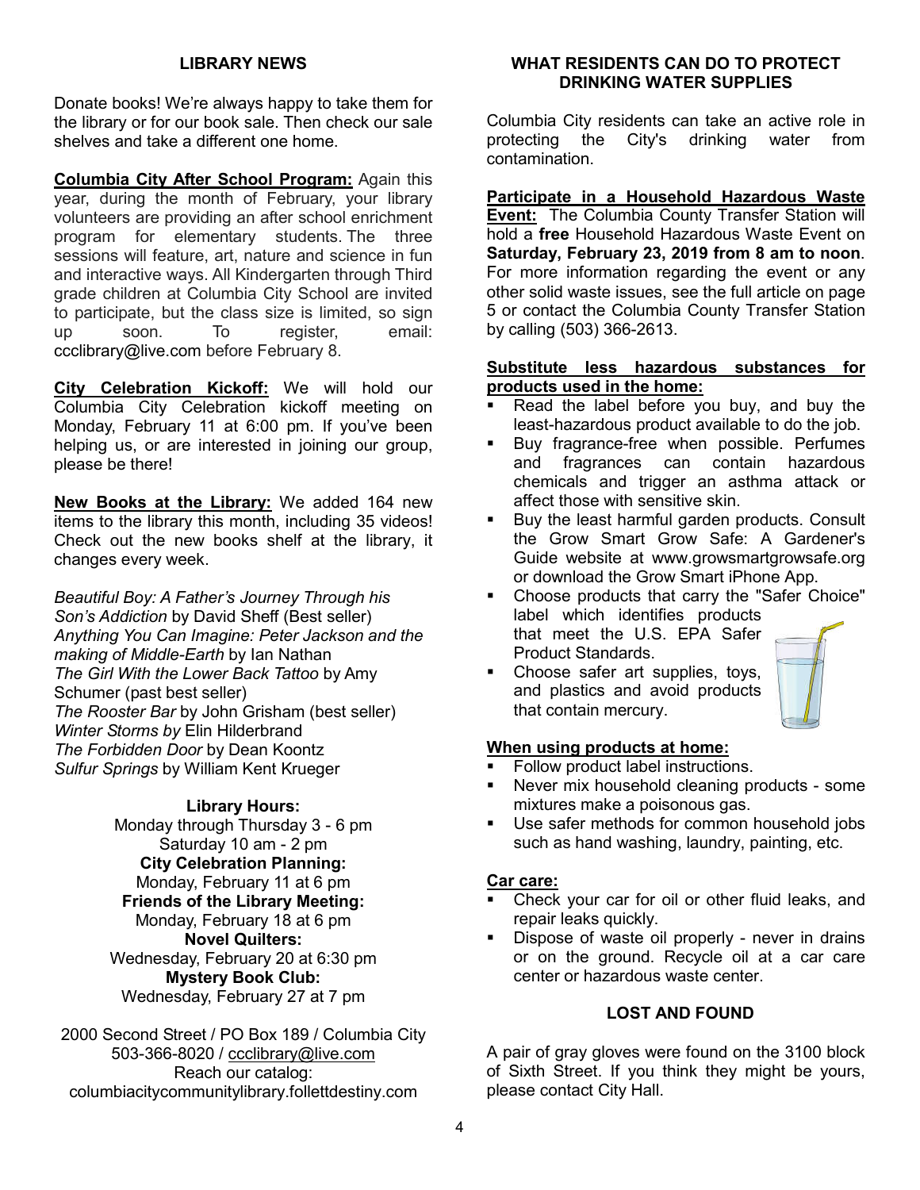## LIBRARY NEWS

Donate books! We're always happy to take them for the library or for our book sale. Then check our sale shelves and take a different one home.

**Columbia City After School Program:** Again this year, during the month of February, your library volunteers are providing an after school enrichment program for elementary students. The three sessions will feature, art, nature and science in fun and interactive ways. All Kindergarten through Third grade children at Columbia City School are invited to participate, but the class size is limited, so sign up soon. To register, email: ccclibrary@live.com before February 8.

**City Celebration Kickoff:** We will hold our Columbia City Celebration kickoff meeting on Monday, February 11 at 6:00 pm. If you've been helping us, or are interested in joining our group, please be there!

**New Books at the Library:** We added 164 new items to the library this month, including 35 videos! Check out the new books shelf at the library, it changes every week.

*Beautiful Boy: A Father's Journey Through his Son's Addiction* by David Sheff (Best seller)
*Anything You Can Imagine: Peter Jackson and the making of Middle-Earth* by Ian Nathan
*The Girl With the Lower Back Tattoo* by Amy Schumer (past best seller)
*The Rooster Bar* by John Grisham (best seller)
*Winter Storms by* Elin Hilderbrand
*The Forbidden Door* by Dean Koontz
*Sulfur Springs* by William Kent Krueger

**Library Hours:**
Monday through Thursday 3 - 6 pm
Saturday 10 am - 2 pm
**City Celebration Planning:**
Monday, February 11 at 6 pm
**Friends of the Library Meeting:**
Monday, February 18 at 6 pm
**Novel Quilters:**
Wednesday, February 20 at 6:30 pm
**Mystery Book Club:**
Wednesday, February 27 at 7 pm

2000 Second Street / PO Box 189 / Columbia City
503-366-8020 / ccclibrary@live.com
Reach our catalog:
columbiacitycommunitylibrary.follettdestiny.com

## WHAT RESIDENTS CAN DO TO PROTECT DRINKING WATER SUPPLIES

Columbia City residents can take an active role in protecting the City's drinking water from contamination.

**Participate in a Household Hazardous Waste Event:** The Columbia County Transfer Station will hold a **free** Household Hazardous Waste Event on **Saturday, February 23, 2019 from 8 am to noon**. For more information regarding the event or any other solid waste issues, see the full article on page 5 or contact the Columbia County Transfer Station by calling (503) 366-2613.

**Substitute less hazardous substances for products used in the home:**

- Read the label before you buy, and buy the least-hazardous product available to do the job.
- Buy fragrance-free when possible. Perfumes and fragrances can contain hazardous chemicals and trigger an asthma attack or affect those with sensitive skin.
- Buy the least harmful garden products. Consult the Grow Smart Grow Safe: A Gardener's Guide website at www.growsmartgrowsafe.org or download the Grow Smart iPhone App.
- Choose products that carry the "Safer Choice" label which identifies products that meet the U.S. EPA Safer Product Standards.
- Choose safer art supplies, toys, and plastics and avoid products that contain mercury.

**When using products at home:**

- Follow product label instructions.
- Never mix household cleaning products - some mixtures make a poisonous gas.
- Use safer methods for common household jobs such as hand washing, laundry, painting, etc.

**Car care:**

- Check your car for oil or other fluid leaks, and repair leaks quickly.
- Dispose of waste oil properly - never in drains or on the ground. Recycle oil at a car care center or hazardous waste center.

## LOST AND FOUND

A pair of gray gloves were found on the 3100 block of Sixth Street. If you think they might be yours, please contact City Hall.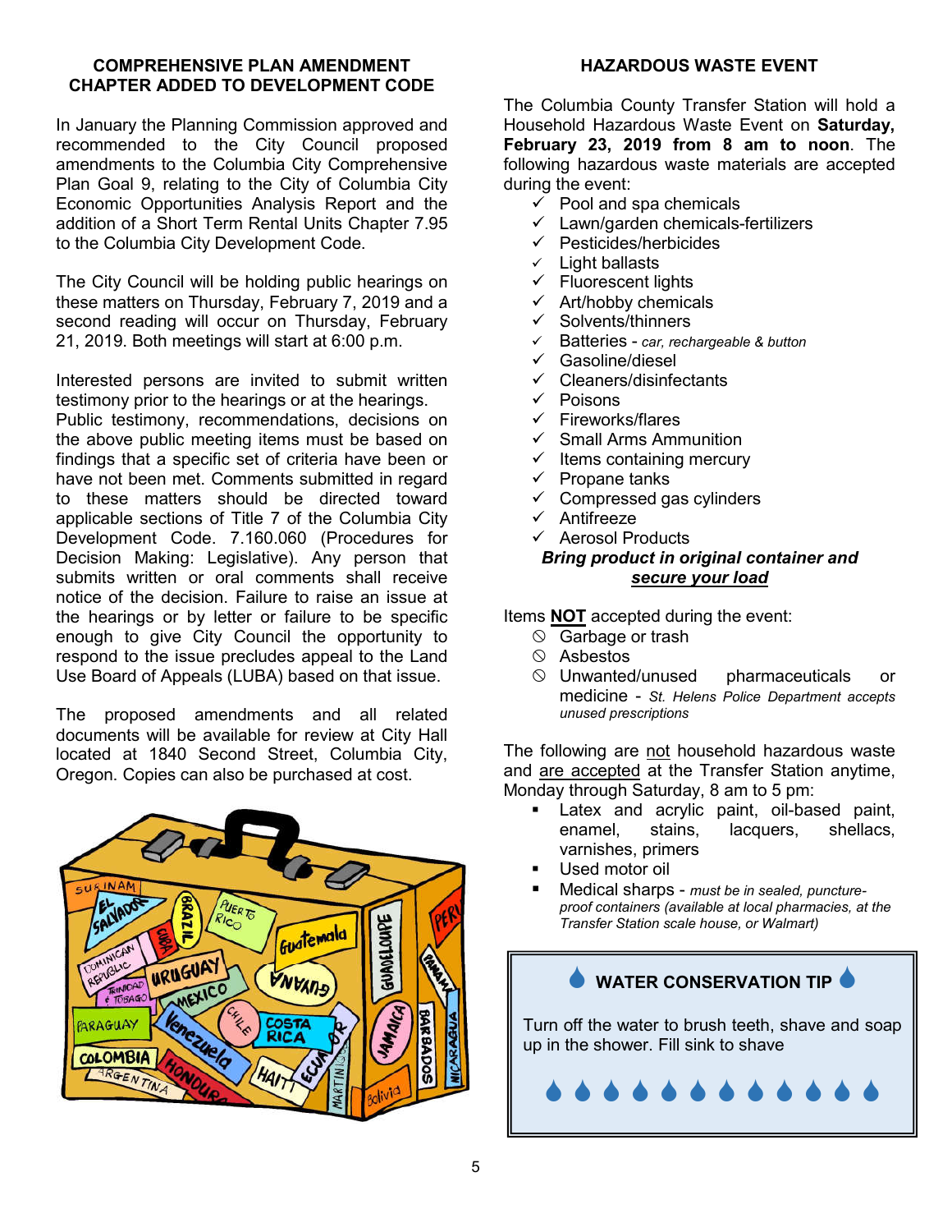## COMPREHENSIVE PLAN AMENDMENT CHAPTER ADDED TO DEVELOPMENT CODE

In January the Planning Commission approved and recommended to the City Council proposed amendments to the Columbia City Comprehensive Plan Goal 9, relating to the City of Columbia City Economic Opportunities Analysis Report and the addition of a Short Term Rental Units Chapter 7.95 to the Columbia City Development Code.

The City Council will be holding public hearings on these matters on Thursday, February 7, 2019 and a second reading will occur on Thursday, February 21, 2019. Both meetings will start at 6:00 p.m.

Interested persons are invited to submit written testimony prior to the hearings or at the hearings. Public testimony, recommendations, decisions on the above public meeting items must be based on findings that a specific set of criteria have been or have not been met. Comments submitted in regard to these matters should be directed toward applicable sections of Title 7 of the Columbia City Development Code. 7.160.060 (Procedures for Decision Making: Legislative). Any person that submits written or oral comments shall receive notice of the decision. Failure to raise an issue at the hearings or by letter or failure to be specific enough to give City Council the opportunity to respond to the issue precludes appeal to the Land Use Board of Appeals (LUBA) based on that issue.

The proposed amendments and all related documents will be available for review at City Hall located at 1840 Second Street, Columbia City, Oregon. Copies can also be purchased at cost.

## HAZARDOUS WASTE EVENT

The Columbia County Transfer Station will hold a Household Hazardous Waste Event on **Saturday, February 23, 2019 from 8 am to noon**. The following hazardous waste materials are accepted during the event:

- ✓ Pool and spa chemicals
- ✓ Lawn/garden chemicals-fertilizers
- ✓ Pesticides/herbicides
- ✓ Light ballasts
- ✓ Fluorescent lights
- ✓ Art/hobby chemicals
- ✓ Solvents/thinners
- ✓ Batteries - *car, rechargeable & button*
- ✓ Gasoline/diesel
- ✓ Cleaners/disinfectants
- ✓ Poisons
- ✓ Fireworks/flares
- ✓ Small Arms Ammunition
- ✓ Items containing mercury
- ✓ Propane tanks
- ✓ Compressed gas cylinders
- ✓ Antifreeze
- ✓ Aerosol Products

***Bring product in original container and <u>secure your load</u>***

Items <u>**NOT**</u> accepted during the event:

- ⦸ Garbage or trash
- ⦸ Asbestos
- ⦸ Unwanted/unused pharmaceuticals or medicine - *St. Helens Police Department accepts unused prescriptions*

The following are <u>not</u> household hazardous waste and <u>are accepted</u> at the Transfer Station anytime, Monday through Saturday, 8 am to 5 pm:

- Latex and acrylic paint, oil-based paint, enamel, stains, lacquers, shellacs, varnishes, primers
- Used motor oil
- Medical sharps - *must be in sealed, puncture-proof containers (available at local pharmacies, at the Transfer Station scale house, or Walmart)*

### WATER CONSERVATION TIP

Turn off the water to brush teeth, shave and soap up in the shower. Fill sink to shave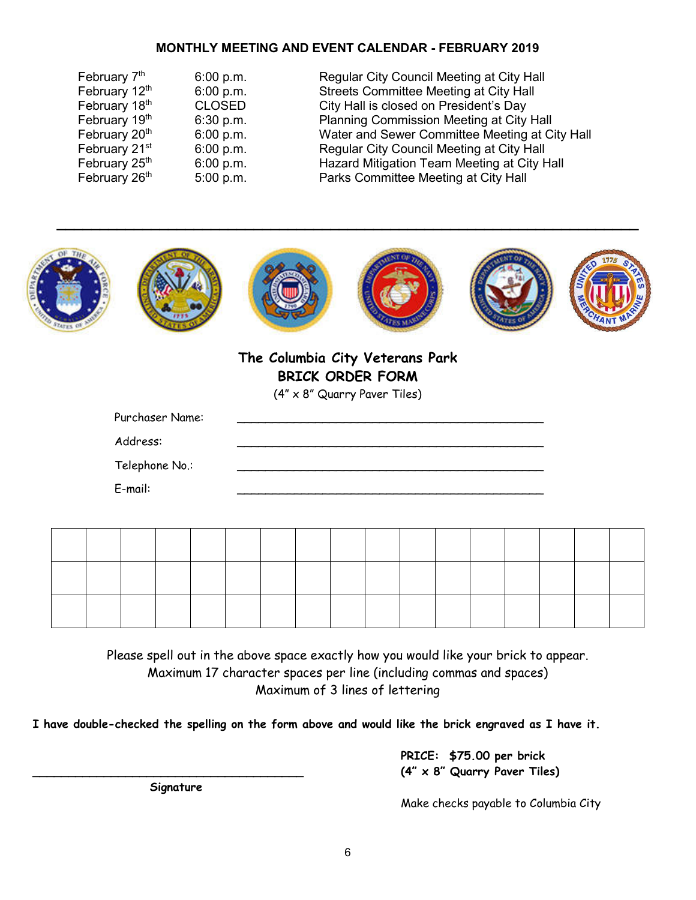## MONTHLY MEETING AND EVENT CALENDAR - FEBRUARY 2019

| | | |
|---|---|---|
| February 7th | 6:00 p.m. | Regular City Council Meeting at City Hall |
| February 12th | 6:00 p.m. | Streets Committee Meeting at City Hall |
| February 18th | CLOSED | City Hall is closed on President's Day |
| February 19th | 6:30 p.m. | Planning Commission Meeting at City Hall |
| February 20th | 6:00 p.m. | Water and Sewer Committee Meeting at City Hall |
| February 21st | 6:00 p.m. | Regular City Council Meeting at City Hall |
| February 25th | 6:00 p.m. | Hazard Mitigation Team Meeting at City Hall |
| February 26th | 5:00 p.m. | Parks Committee Meeting at City Hall |

---

## The Columbia City Veterans Park
## BRICK ORDER FORM

(4" x 8" Quarry Paver Tiles)

Purchaser Name: ____________________________________________

Address: ____________________________________________

Telephone No.: ____________________________________________

E-mail: ____________________________________________

| | | | | | | | | | | | | | | | | |
|---|---|---|---|---|---|---|---|---|---|---|---|---|---|---|---|---|
| | | | | | | | | | | | | | | | | |
| | | | | | | | | | | | | | | | | |
| | | | | | | | | | | | | | | | | |

Please spell out in the above space exactly how you would like your brick to appear.
Maximum 17 character spaces per line (including commas and spaces)
Maximum of 3 lines of lettering

**I have double-checked the spelling on the form above and would like the brick engraved as I have it.**

________________________________________
**Signature**

**PRICE: $75.00 per brick**
**(4" x 8" Quarry Paver Tiles)**

Make checks payable to Columbia City